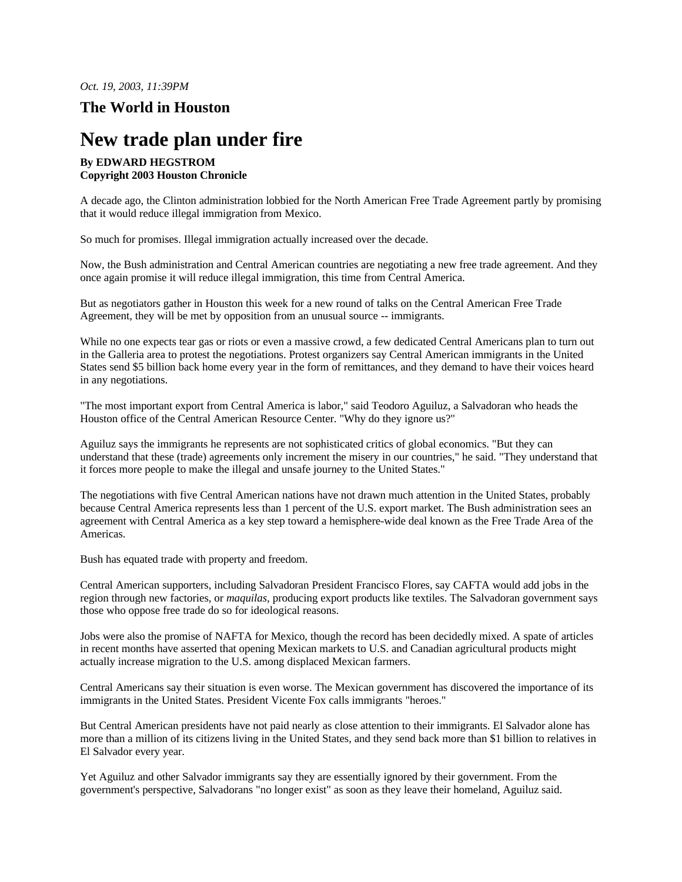*Oct. 19, 2003, 11:39PM*

## The World in Houston

# New trade plan under fire

**By EDWARD HEGSTROM**
**Copyright 2003 Houston Chronicle**

A decade ago, the Clinton administration lobbied for the North American Free Trade Agreement partly by promising that it would reduce illegal immigration from Mexico.

So much for promises. Illegal immigration actually increased over the decade.

Now, the Bush administration and Central American countries are negotiating a new free trade agreement. And they once again promise it will reduce illegal immigration, this time from Central America.

But as negotiators gather in Houston this week for a new round of talks on the Central American Free Trade Agreement, they will be met by opposition from an unusual source -- immigrants.

While no one expects tear gas or riots or even a massive crowd, a few dedicated Central Americans plan to turn out in the Galleria area to protest the negotiations. Protest organizers say Central American immigrants in the United States send $5 billion back home every year in the form of remittances, and they demand to have their voices heard in any negotiations.

"The most important export from Central America is labor," said Teodoro Aguiluz, a Salvadoran who heads the Houston office of the Central American Resource Center. "Why do they ignore us?"

Aguiluz says the immigrants he represents are not sophisticated critics of global economics. "But they can understand that these (trade) agreements only increment the misery in our countries," he said. "They understand that it forces more people to make the illegal and unsafe journey to the United States."

The negotiations with five Central American nations have not drawn much attention in the United States, probably because Central America represents less than 1 percent of the U.S. export market. The Bush administration sees an agreement with Central America as a key step toward a hemisphere-wide deal known as the Free Trade Area of the Americas.

Bush has equated trade with property and freedom.

Central American supporters, including Salvadoran President Francisco Flores, say CAFTA would add jobs in the region through new factories, or *maquilas*, producing export products like textiles. The Salvadoran government says those who oppose free trade do so for ideological reasons.

Jobs were also the promise of NAFTA for Mexico, though the record has been decidedly mixed. A spate of articles in recent months have asserted that opening Mexican markets to U.S. and Canadian agricultural products might actually increase migration to the U.S. among displaced Mexican farmers.

Central Americans say their situation is even worse. The Mexican government has discovered the importance of its immigrants in the United States. President Vicente Fox calls immigrants "heroes."

But Central American presidents have not paid nearly as close attention to their immigrants. El Salvador alone has more than a million of its citizens living in the United States, and they send back more than $1 billion to relatives in El Salvador every year.

Yet Aguiluz and other Salvador immigrants say they are essentially ignored by their government. From the government's perspective, Salvadorans "no longer exist" as soon as they leave their homeland, Aguiluz said.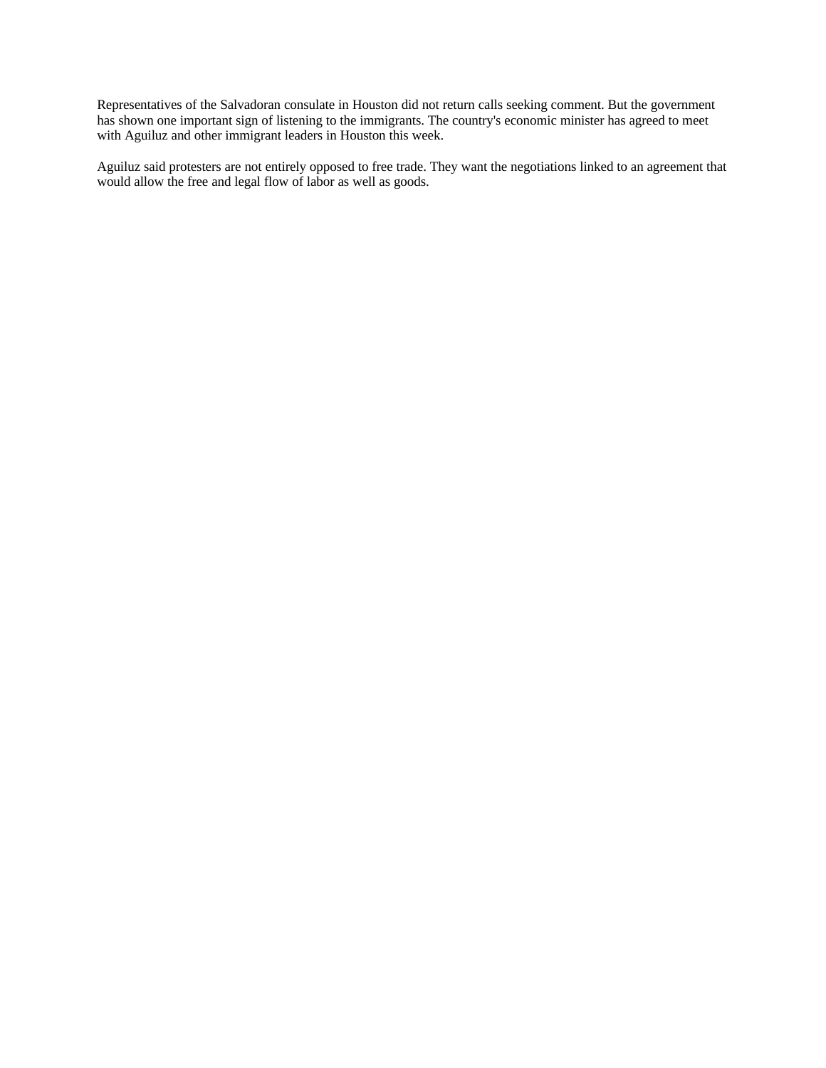Representatives of the Salvadoran consulate in Houston did not return calls seeking comment. But the government has shown one important sign of listening to the immigrants. The country's economic minister has agreed to meet with Aguiluz and other immigrant leaders in Houston this week.

Aguiluz said protesters are not entirely opposed to free trade. They want the negotiations linked to an agreement that would allow the free and legal flow of labor as well as goods.